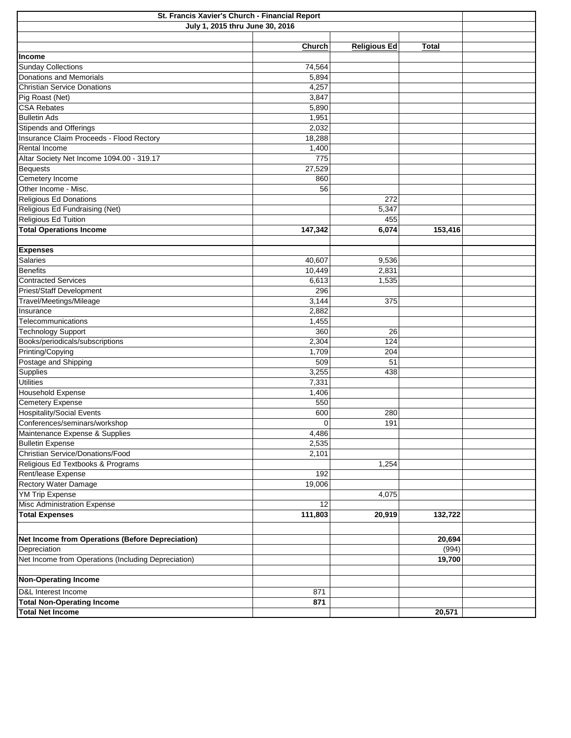# St. Francis Xavier's Church - Financial Report

## July 1, 2015 thru June 30, 2016

| | Church | Religious Ed | Total |
|---|---|---|---|
| **Income** | | | |
| Sunday Collections | 74,564 | | |
| Donations and Memorials | 5,894 | | |
| Christian Service Donations | 4,257 | | |
| Pig Roast (Net) | 3,847 | | |
| CSA Rebates | 5,890 | | |
| Bulletin Ads | 1,951 | | |
| Stipends and Offerings | 2,032 | | |
| Insurance Claim Proceeds - Flood Rectory | 18,288 | | |
| Rental Income | 1,400 | | |
| Altar Society Net Income 1094.00 - 319.17 | 775 | | |
| Bequests | 27,529 | | |
| Cemetery Income | 860 | | |
| Other Income - Misc. | 56 | | |
| Religious Ed Donations | | 272 | |
| Religious Ed Fundraising (Net) | | 5,347 | |
| Religious Ed Tuition | | 455 | |
| **Total Operations Income** | **147,342** | **6,074** | **153,416** |
| | | | |
| **Expenses** | | | |
| Salaries | 40,607 | 9,536 | |
| Benefits | 10,449 | 2,831 | |
| Contracted Services | 6,613 | 1,535 | |
| Priest/Staff Development | 296 | | |
| Travel/Meetings/Mileage | 3,144 | 375 | |
| Insurance | 2,882 | | |
| Telecommunications | 1,455 | | |
| Technology Support | 360 | 26 | |
| Books/periodicals/subscriptions | 2,304 | 124 | |
| Printing/Copying | 1,709 | 204 | |
| Postage and Shipping | 509 | 51 | |
| Supplies | 3,255 | 438 | |
| Utilities | 7,331 | | |
| Household Expense | 1,406 | | |
| Cemetery Expense | 550 | | |
| Hospitality/Social Events | 600 | 280 | |
| Conferences/seminars/workshop | 0 | 191 | |
| Maintenance Expense & Supplies | 4,486 | | |
| Bulletin Expense | 2,535 | | |
| Christian Service/Donations/Food | 2,101 | | |
| Religious Ed Textbooks & Programs | | 1,254 | |
| Rent/lease Expense | 192 | | |
| Rectory Water Damage | 19,006 | | |
| YM Trip Expense | | 4,075 | |
| Misc Administration Expense | 12 | | |
| **Total Expenses** | **111,803** | **20,919** | **132,722** |
| | | | |
| **Net Income from Operations (Before Depreciation)** | | | **20,694** |
| Depreciation | | | (994) |
| Net Income from Operations (Including Depreciation) | | | **19,700** |
| | | | |
| **Non-Operating Income** | | | |
| D&L Interest Income | 871 | | |
| **Total Non-Operating Income** | **871** | | |
| **Total Net Income** | | | **20,571** |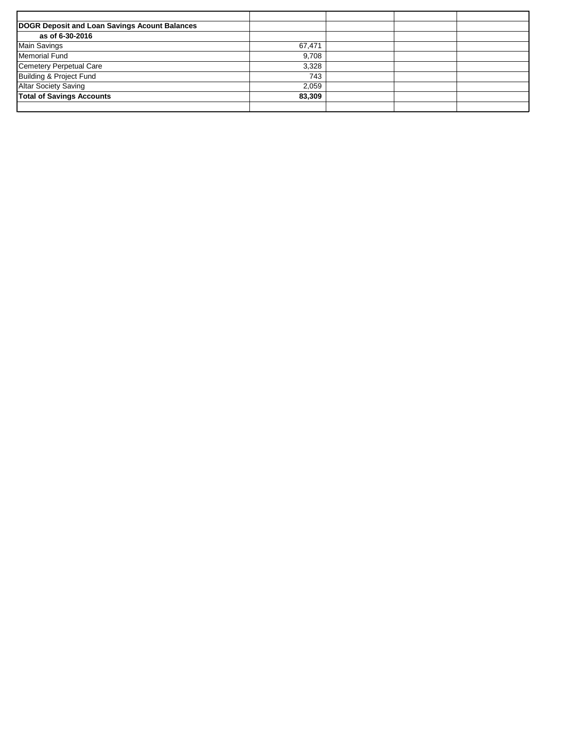| | | | | |
|---|---|---|---|---|
| | | | | |
| **DOGR Deposit and Loan Savings Acount Balances** | | | | |
| **as of 6-30-2016** | | | | |
| Main Savings | 67,471 | | | |
| Memorial Fund | 9,708 | | | |
| Cemetery Perpetual Care | 3,328 | | | |
| Building & Project Fund | 743 | | | |
| Altar Society Saving | 2,059 | | | |
| **Total of Savings Accounts** | **83,309** | | | |
| | | | | |